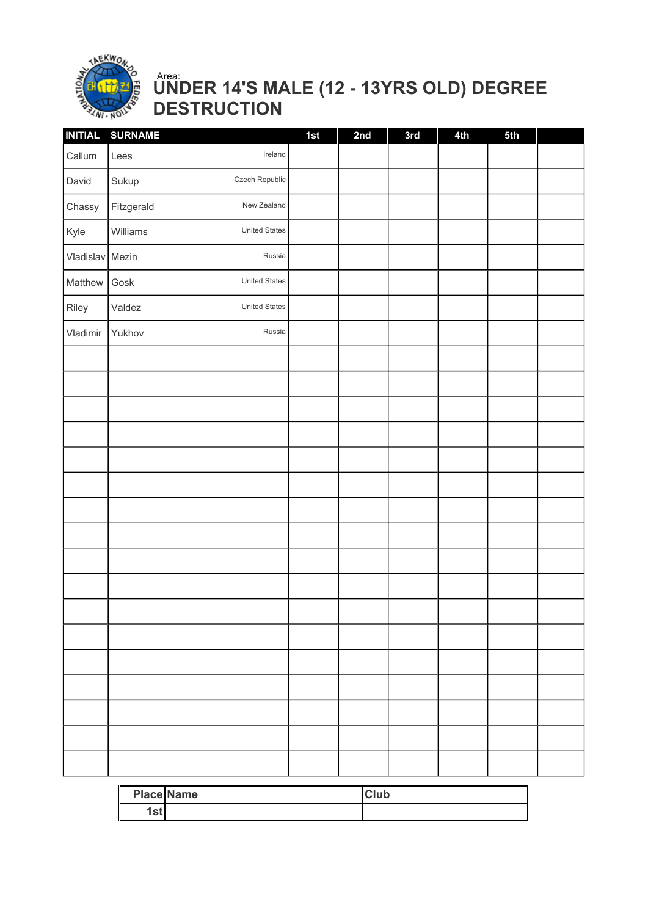Area:

# UNDER 14'S MALE (12 - 13YRS OLD) DEGREE DESTRUCTION

| INITIAL | SURNAME | | 1st | 2nd | 3rd | 4th | 5th | |
|---|---|---|---|---|---|---|---|---|
| Callum | Lees | Ireland | | | | | | |
| David | Sukup | Czech Republic | | | | | | |
| Chassy | Fitzgerald | New Zealand | | | | | | |
| Kyle | Williams | United States | | | | | | |
| Vladislav | Mezin | Russia | | | | | | |
| Matthew | Gosk | United States | | | | | | |
| Riley | Valdez | United States | | | | | | |
| Vladimir | Yukhov | Russia | | | | | | |
| | | | | | | | | |
| | | | | | | | | |
| | | | | | | | | |
| | | | | | | | | |
| | | | | | | | | |
| | | | | | | | | |
| | | | | | | | | |
| | | | | | | | | |
| | | | | | | | | |
| | | | | | | | | |
| | | | | | | | | |
| | | | | | | | | |
| | | | | | | | | |
| | | | | | | | | |
| | | | | | | | | |
| | | | | | | | | |

| Place | Name | Club |
|---|---|---|
| 1st | | |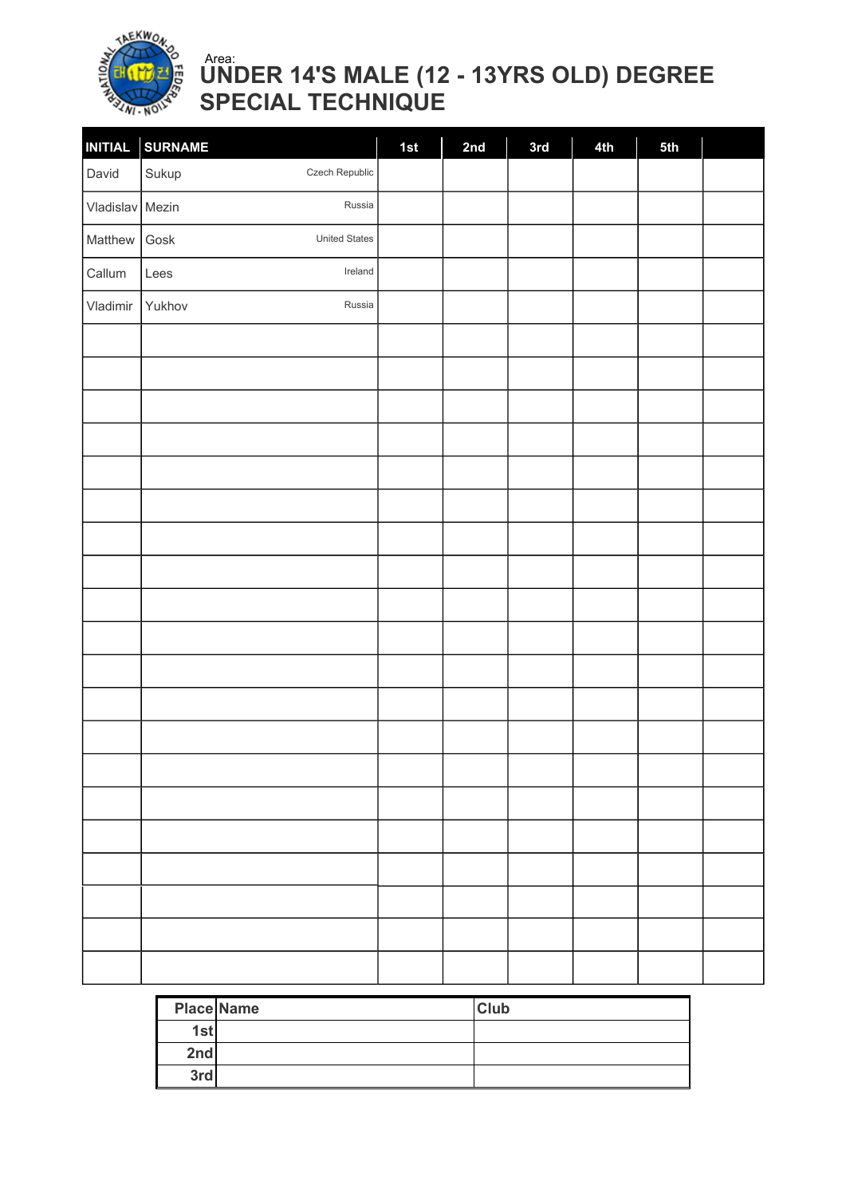Area:

# UNDER 14'S MALE (12 - 13YRS OLD) DEGREE SPECIAL TECHNIQUE

| INITIAL | SURNAME | | 1st | 2nd | 3rd | 4th | 5th | |
|---|---|---|---|---|---|---|---|---|
| David | Sukup | Czech Republic | | | | | | |
| Vladislav | Mezin | Russia | | | | | | |
| Matthew | Gosk | United States | | | | | | |
| Callum | Lees | Ireland | | | | | | |
| Vladimir | Yukhov | Russia | | | | | | |
| | | | | | | | | |
| | | | | | | | | |
| | | | | | | | | |
| | | | | | | | | |
| | | | | | | | | |
| | | | | | | | | |
| | | | | | | | | |
| | | | | | | | | |
| | | | | | | | | |
| | | | | | | | | |
| | | | | | | | | |
| | | | | | | | | |
| | | | | | | | | |
| | | | | | | | | |
| | | | | | | | | |
| | | | | | | | | |
| | | | | | | | | |
| | | | | | | | | |
| | | | | | | | | |
| | | | | | | | | |

| Place | Name | Club |
|---|---|---|
| 1st | | |
| 2nd | | |
| 3rd | | |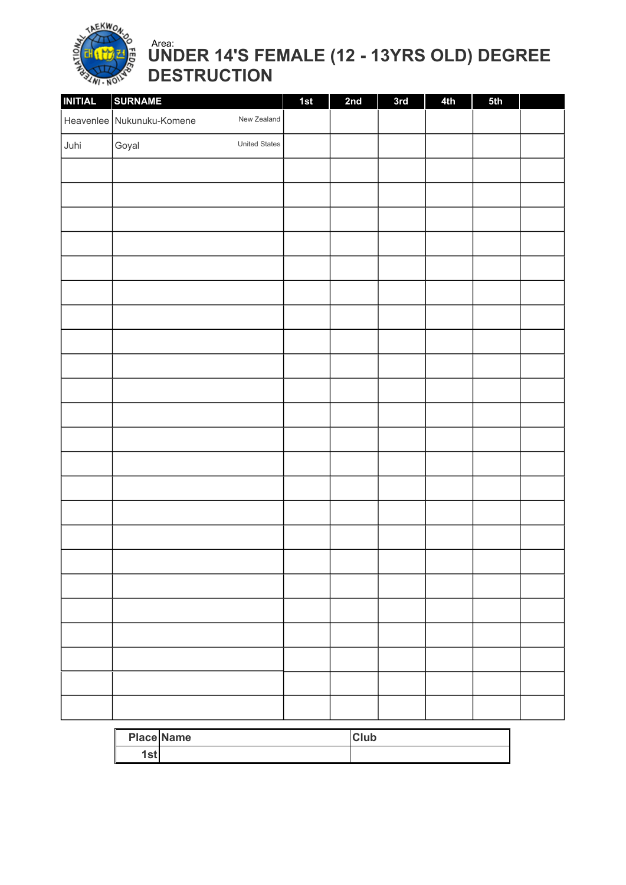Area:

# UNDER 14'S FEMALE (12 - 13YRS OLD) DEGREE DESTRUCTION

| INITIAL | SURNAME | | 1st | 2nd | 3rd | 4th | 5th | |
|---|---|---|---|---|---|---|---|---|
| Heavenlee | Nukunuku-Komene | New Zealand | | | | | | |
| Juhi | Goyal | United States | | | | | | |
| | | | | | | | | |
| | | | | | | | | |
| | | | | | | | | |
| | | | | | | | | |
| | | | | | | | | |
| | | | | | | | | |
| | | | | | | | | |
| | | | | | | | | |
| | | | | | | | | |
| | | | | | | | | |
| | | | | | | | | |
| | | | | | | | | |
| | | | | | | | | |
| | | | | | | | | |
| | | | | | | | | |
| | | | | | | | | |
| | | | | | | | | |
| | | | | | | | | |
| | | | | | | | | |
| | | | | | | | | |
| | | | | | | | | |
| | | | | | | | | |
| | | | | | | | | |

| Place | Name | Club |
|---|---|---|
| 1st | | |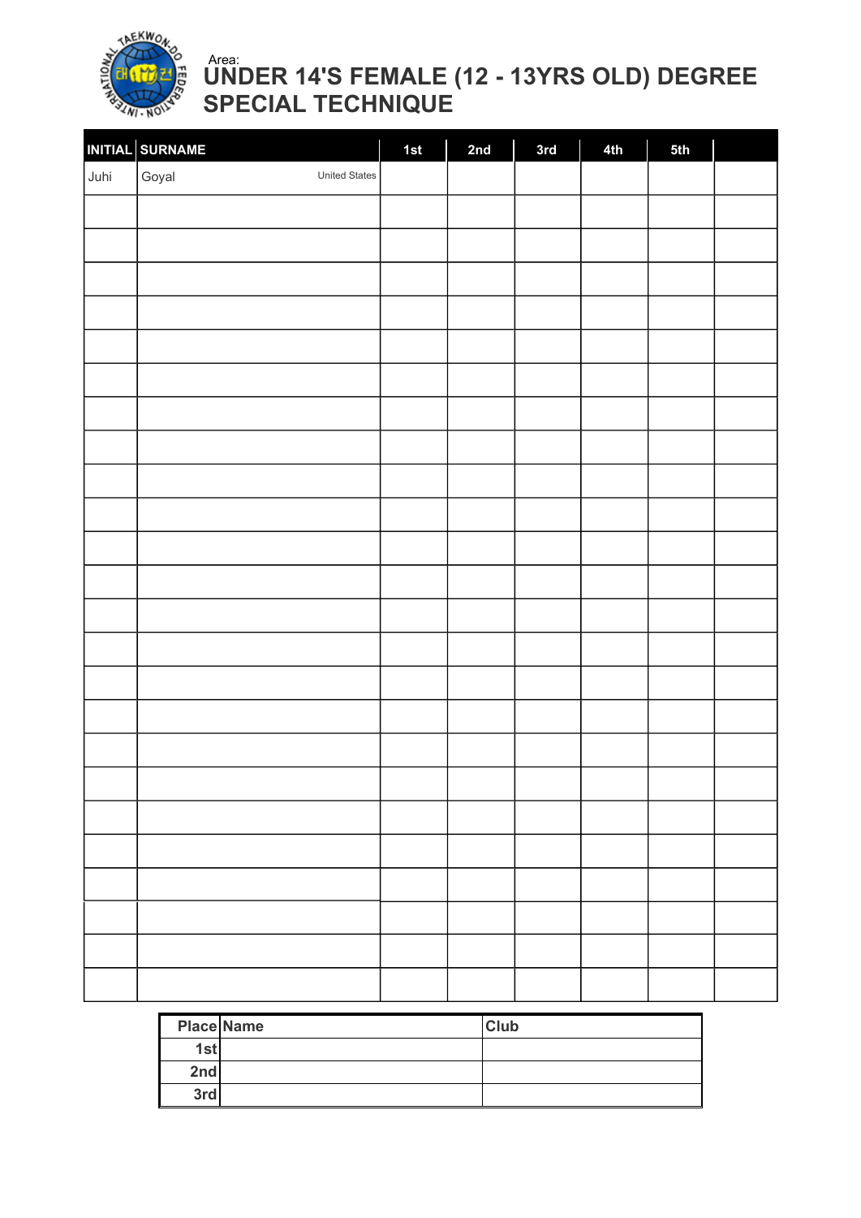Area:

# UNDER 14'S FEMALE (12 - 13YRS OLD) DEGREE SPECIAL TECHNIQUE

| INITIAL | SURNAME | 1st | 2nd | 3rd | 4th | 5th | |
|---|---|---|---|---|---|---|---|
| Juhi | Goyal United States | | | | | | |
| | | | | | | | |
| | | | | | | | |
| | | | | | | | |
| | | | | | | | |
| | | | | | | | |
| | | | | | | | |
| | | | | | | | |
| | | | | | | | |
| | | | | | | | |
| | | | | | | | |
| | | | | | | | |
| | | | | | | | |
| | | | | | | | |
| | | | | | | | |
| | | | | | | | |
| | | | | | | | |
| | | | | | | | |
| | | | | | | | |
| | | | | | | | |
| | | | | | | | |
| | | | | | | | |
| | | | | | | | |
| | | | | | | | |
| | | | | | | | |

| Place | Name | Club |
|---|---|---|
| 1st | | |
| 2nd | | |
| 3rd | | |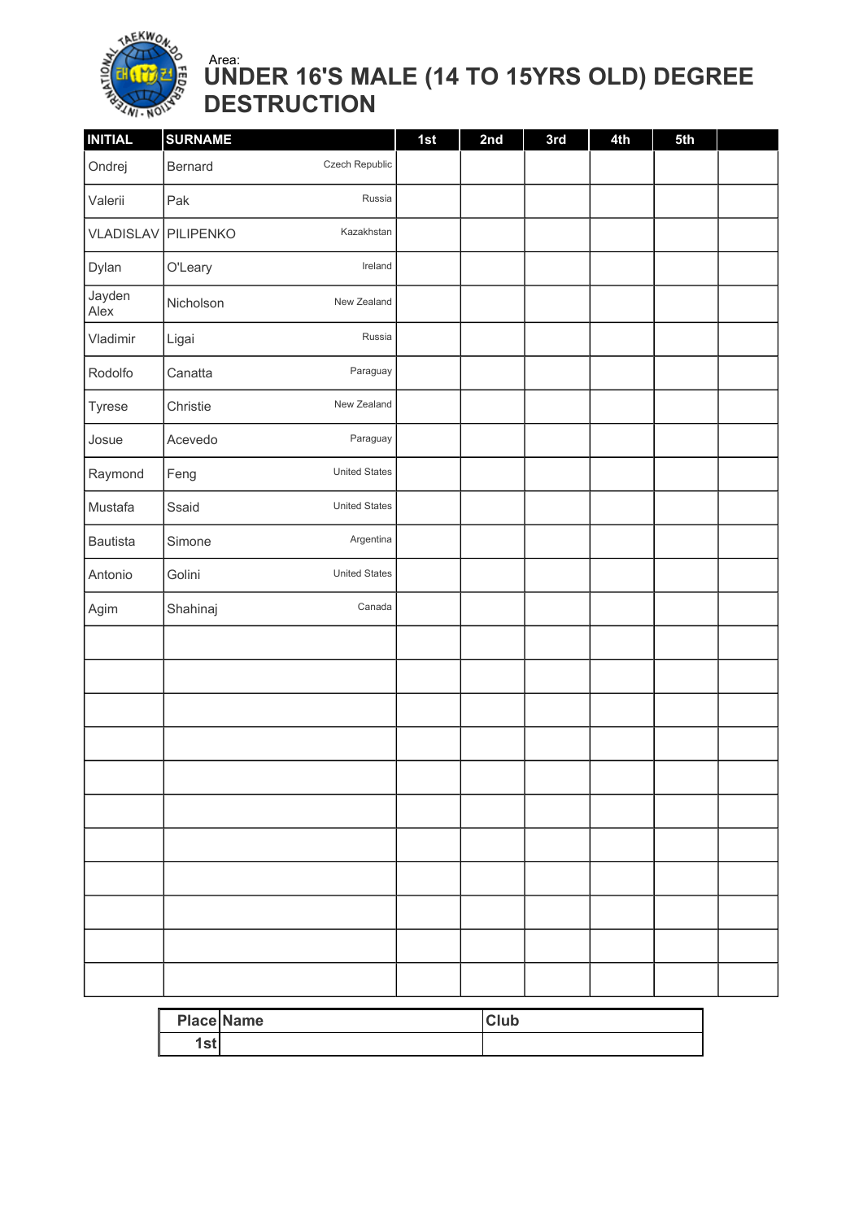Area:

# UNDER 16'S MALE (14 TO 15YRS OLD) DEGREE DESTRUCTION

| INITIAL | SURNAME | | 1st | 2nd | 3rd | 4th | 5th | |
|---|---|---|---|---|---|---|---|---|
| Ondrej | Bernard | Czech Republic | | | | | | |
| Valerii | Pak | Russia | | | | | | |
| VLADISLAV | PILIPENKO | Kazakhstan | | | | | | |
| Dylan | O'Leary | Ireland | | | | | | |
| Jayden Alex | Nicholson | New Zealand | | | | | | |
| Vladimir | Ligai | Russia | | | | | | |
| Rodolfo | Canatta | Paraguay | | | | | | |
| Tyrese | Christie | New Zealand | | | | | | |
| Josue | Acevedo | Paraguay | | | | | | |
| Raymond | Feng | United States | | | | | | |
| Mustafa | Ssaid | United States | | | | | | |
| Bautista | Simone | Argentina | | | | | | |
| Antonio | Golini | United States | | | | | | |
| Agim | Shahinaj | Canada | | | | | | |
| | | | | | | | | |
| | | | | | | | | |
| | | | | | | | | |
| | | | | | | | | |
| | | | | | | | | |
| | | | | | | | | |
| | | | | | | | | |
| | | | | | | | | |
| | | | | | | | | |
| | | | | | | | | |
| | | | | | | | | |

| Place | Name | Club |
|---|---|---|
| 1st | | |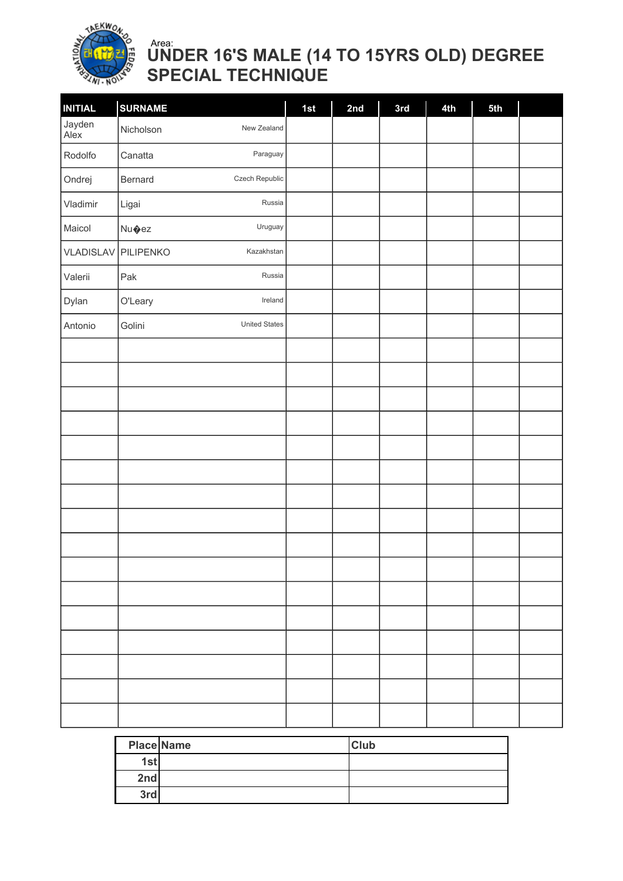Area:

# UNDER 16'S MALE (14 TO 15YRS OLD) DEGREE SPECIAL TECHNIQUE

| INITIAL | SURNAME | | 1st | 2nd | 3rd | 4th | 5th | |
|---|---|---|---|---|---|---|---|---|
| Jayden Alex | Nicholson | New Zealand | | | | | | |
| Rodolfo | Canatta | Paraguay | | | | | | |
| Ondrej | Bernard | Czech Republic | | | | | | |
| Vladimir | Ligai | Russia | | | | | | |
| Maicol | Nu�ez | Uruguay | | | | | | |
| VLADISLAV | PILIPENKO | Kazakhstan | | | | | | |
| Valerii | Pak | Russia | | | | | | |
| Dylan | O'Leary | Ireland | | | | | | |
| Antonio | Golini | United States | | | | | | |
| | | | | | | | | |
| | | | | | | | | |
| | | | | | | | | |
| | | | | | | | | |
| | | | | | | | | |
| | | | | | | | | |
| | | | | | | | | |
| | | | | | | | | |
| | | | | | | | | |
| | | | | | | | | |
| | | | | | | | | |
| | | | | | | | | |
| | | | | | | | | |
| | | | | | | | | |
| | | | | | | | | |
| | | | | | | | | |

| Place | Name | Club |
|---|---|---|
| 1st | | |
| 2nd | | |
| 3rd | | |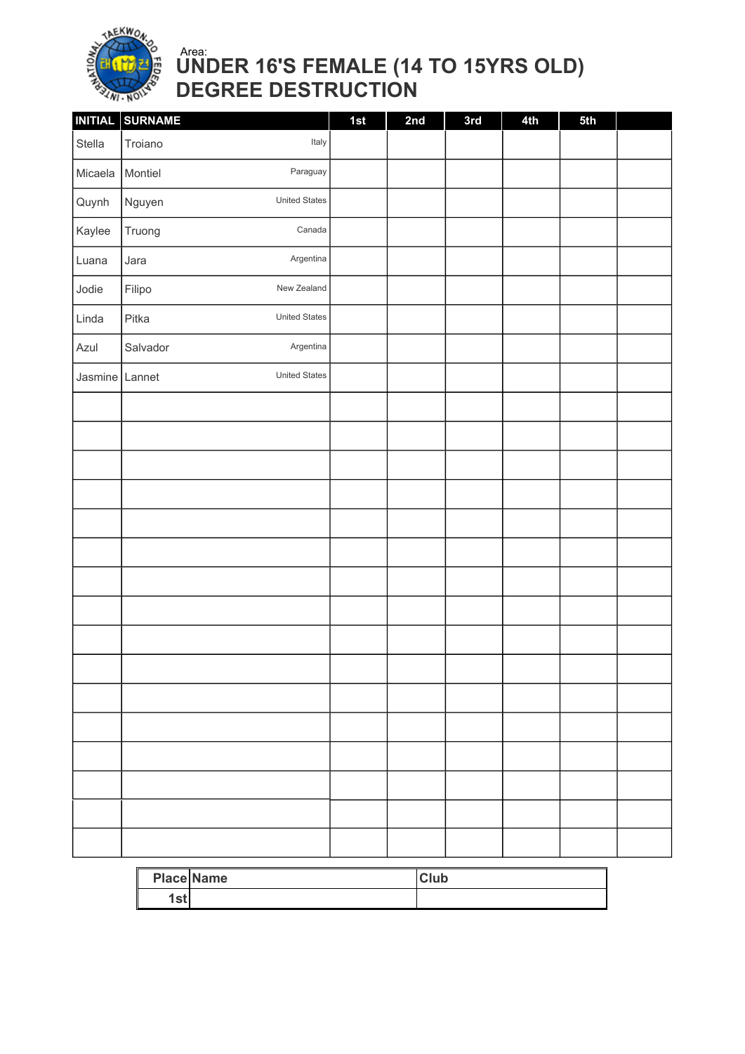Area:

# UNDER 16'S FEMALE (14 TO 15YRS OLD) DEGREE DESTRUCTION

| INITIAL | SURNAME | | 1st | 2nd | 3rd | 4th | 5th | |
|---|---|---|---|---|---|---|---|---|
| Stella | Troiano | Italy | | | | | | |
| Micaela | Montiel | Paraguay | | | | | | |
| Quynh | Nguyen | United States | | | | | | |
| Kaylee | Truong | Canada | | | | | | |
| Luana | Jara | Argentina | | | | | | |
| Jodie | Filipo | New Zealand | | | | | | |
| Linda | Pitka | United States | | | | | | |
| Azul | Salvador | Argentina | | | | | | |
| Jasmine | Lannet | United States | | | | | | |
| | | | | | | | | |
| | | | | | | | | |
| | | | | | | | | |
| | | | | | | | | |
| | | | | | | | | |
| | | | | | | | | |
| | | | | | | | | |
| | | | | | | | | |
| | | | | | | | | |
| | | | | | | | | |
| | | | | | | | | |
| | | | | | | | | |
| | | | | | | | | |
| | | | | | | | | |
| | | | | | | | | |
| | | | | | | | | |

| Place | Name | Club |
|---|---|---|
| 1st | | |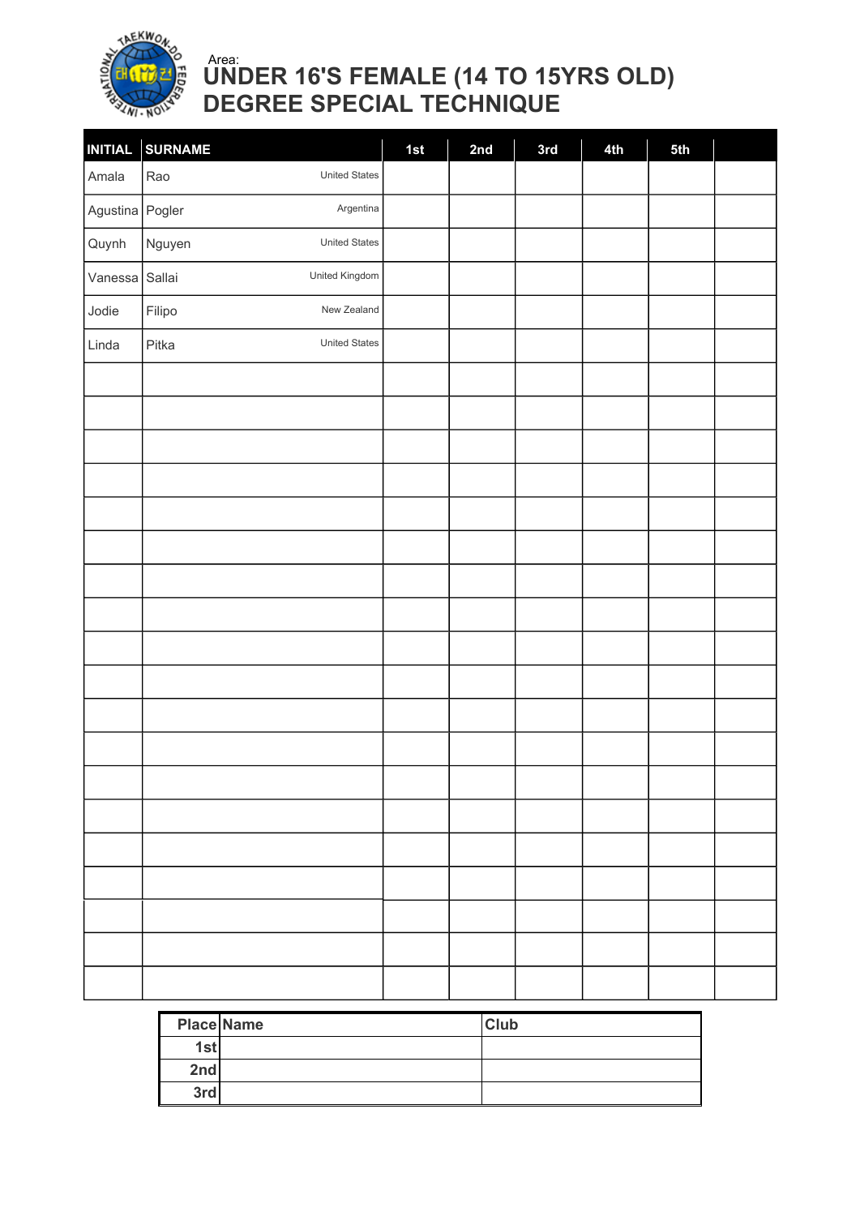Area:

# UNDER 16'S FEMALE (14 TO 15YRS OLD) DEGREE SPECIAL TECHNIQUE

| INITIAL | SURNAME | | 1st | 2nd | 3rd | 4th | 5th | |
|---|---|---|---|---|---|---|---|---|
| Amala | Rao | United States | | | | | | |
| Agustina | Pogler | Argentina | | | | | | |
| Quynh | Nguyen | United States | | | | | | |
| Vanessa | Sallai | United Kingdom | | | | | | |
| Jodie | Filipo | New Zealand | | | | | | |
| Linda | Pitka | United States | | | | | | |
| | | | | | | | | |
| | | | | | | | | |
| | | | | | | | | |
| | | | | | | | | |
| | | | | | | | | |
| | | | | | | | | |
| | | | | | | | | |
| | | | | | | | | |
| | | | | | | | | |
| | | | | | | | | |
| | | | | | | | | |
| | | | | | | | | |
| | | | | | | | | |
| | | | | | | | | |
| | | | | | | | | |
| | | | | | | | | |
| | | | | | | | | |
| | | | | | | | | |
| | | | | | | | | |

| Place | Name | Club |
|---|---|---|
| 1st | | |
| 2nd | | |
| 3rd | | |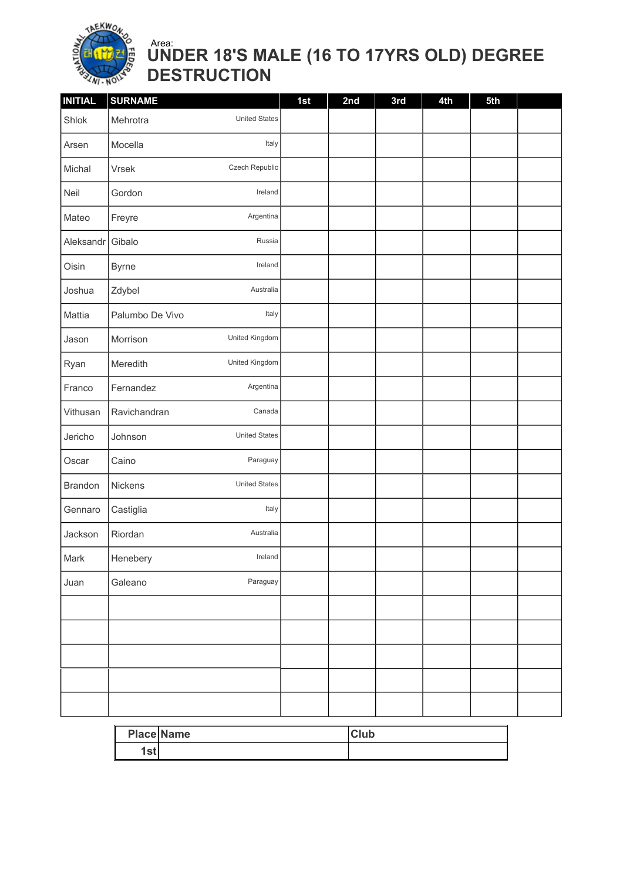Area:

# UNDER 18'S MALE (16 TO 17YRS OLD) DEGREE DESTRUCTION

| INITIAL | SURNAME | | 1st | 2nd | 3rd | 4th | 5th | |
|---|---|---|---|---|---|---|---|---|
| Shlok | Mehrotra | United States | | | | | | |
| Arsen | Mocella | Italy | | | | | | |
| Michal | Vrsek | Czech Republic | | | | | | |
| Neil | Gordon | Ireland | | | | | | |
| Mateo | Freyre | Argentina | | | | | | |
| Aleksandr | Gibalo | Russia | | | | | | |
| Oisin | Byrne | Ireland | | | | | | |
| Joshua | Zdybel | Australia | | | | | | |
| Mattia | Palumbo De Vivo | Italy | | | | | | |
| Jason | Morrison | United Kingdom | | | | | | |
| Ryan | Meredith | United Kingdom | | | | | | |
| Franco | Fernandez | Argentina | | | | | | |
| Vithusan | Ravichandran | Canada | | | | | | |
| Jericho | Johnson | United States | | | | | | |
| Oscar | Caino | Paraguay | | | | | | |
| Brandon | Nickens | United States | | | | | | |
| Gennaro | Castiglia | Italy | | | | | | |
| Jackson | Riordan | Australia | | | | | | |
| Mark | Henebery | Ireland | | | | | | |
| Juan | Galeano | Paraguay | | | | | | |
| | | | | | | | | |
| | | | | | | | | |
| | | | | | | | | |
| | | | | | | | | |
| | | | | | | | | |

| Place | Name | Club |
|---|---|---|
| 1st | | |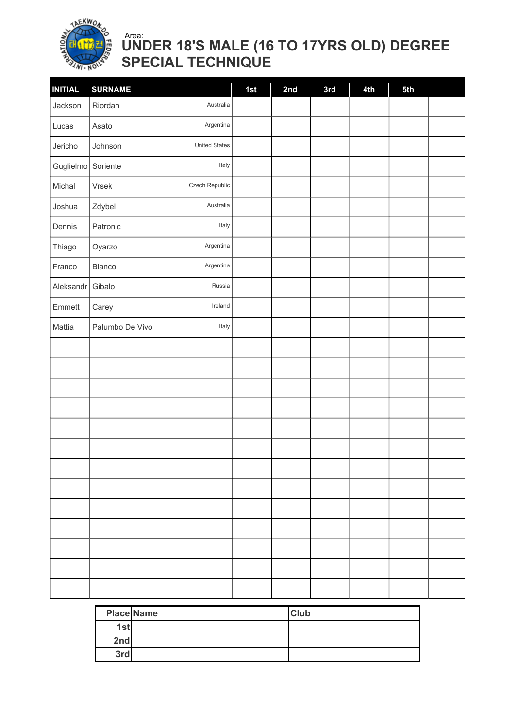Area:

# UNDER 18'S MALE (16 TO 17YRS OLD) DEGREE SPECIAL TECHNIQUE

| INITIAL | SURNAME | | 1st | 2nd | 3rd | 4th | 5th | |
|---|---|---|---|---|---|---|---|---|
| Jackson | Riordan | Australia | | | | | | |
| Lucas | Asato | Argentina | | | | | | |
| Jericho | Johnson | United States | | | | | | |
| Guglielmo | Soriente | Italy | | | | | | |
| Michal | Vrsek | Czech Republic | | | | | | |
| Joshua | Zdybel | Australia | | | | | | |
| Dennis | Patronic | Italy | | | | | | |
| Thiago | Oyarzo | Argentina | | | | | | |
| Franco | Blanco | Argentina | | | | | | |
| Aleksandr | Gibalo | Russia | | | | | | |
| Emmett | Carey | Ireland | | | | | | |
| Mattia | Palumbo De Vivo | Italy | | | | | | |
| | | | | | | | | |
| | | | | | | | | |
| | | | | | | | | |
| | | | | | | | | |
| | | | | | | | | |
| | | | | | | | | |
| | | | | | | | | |
| | | | | | | | | |
| | | | | | | | | |
| | | | | | | | | |
| | | | | | | | | |
| | | | | | | | | |
| | | | | | | | | |

| Place | Name | Club |
|---|---|---|
| 1st | | |
| 2nd | | |
| 3rd | | |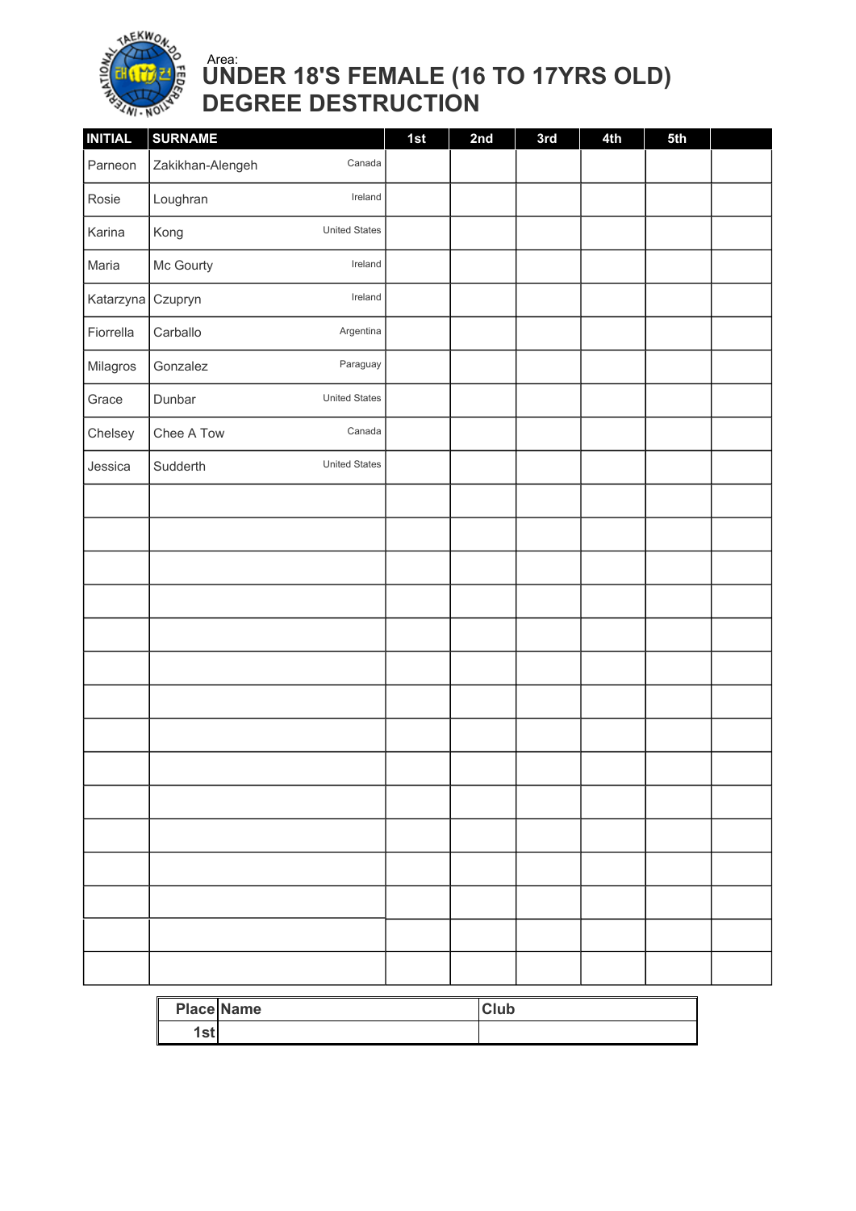Area:

# UNDER 18'S FEMALE (16 TO 17YRS OLD) DEGREE DESTRUCTION

| INITIAL | SURNAME | | 1st | 2nd | 3rd | 4th | 5th | |
|---|---|---|---|---|---|---|---|---|
| Parneon | Zakikhan-Alengeh | Canada | | | | | | |
| Rosie | Loughran | Ireland | | | | | | |
| Karina | Kong | United States | | | | | | |
| Maria | Mc Gourty | Ireland | | | | | | |
| Katarzyna | Czupryn | Ireland | | | | | | |
| Fiorrella | Carballo | Argentina | | | | | | |
| Milagros | Gonzalez | Paraguay | | | | | | |
| Grace | Dunbar | United States | | | | | | |
| Chelsey | Chee A Tow | Canada | | | | | | |
| Jessica | Sudderth | United States | | | | | | |
| | | | | | | | | |
| | | | | | | | | |
| | | | | | | | | |
| | | | | | | | | |
| | | | | | | | | |
| | | | | | | | | |
| | | | | | | | | |
| | | | | | | | | |
| | | | | | | | | |
| | | | | | | | | |
| | | | | | | | | |
| | | | | | | | | |
| | | | | | | | | |
| | | | | | | | | |
| | | | | | | | | |

| Place | Name | Club |
|---|---|---|
| 1st | | |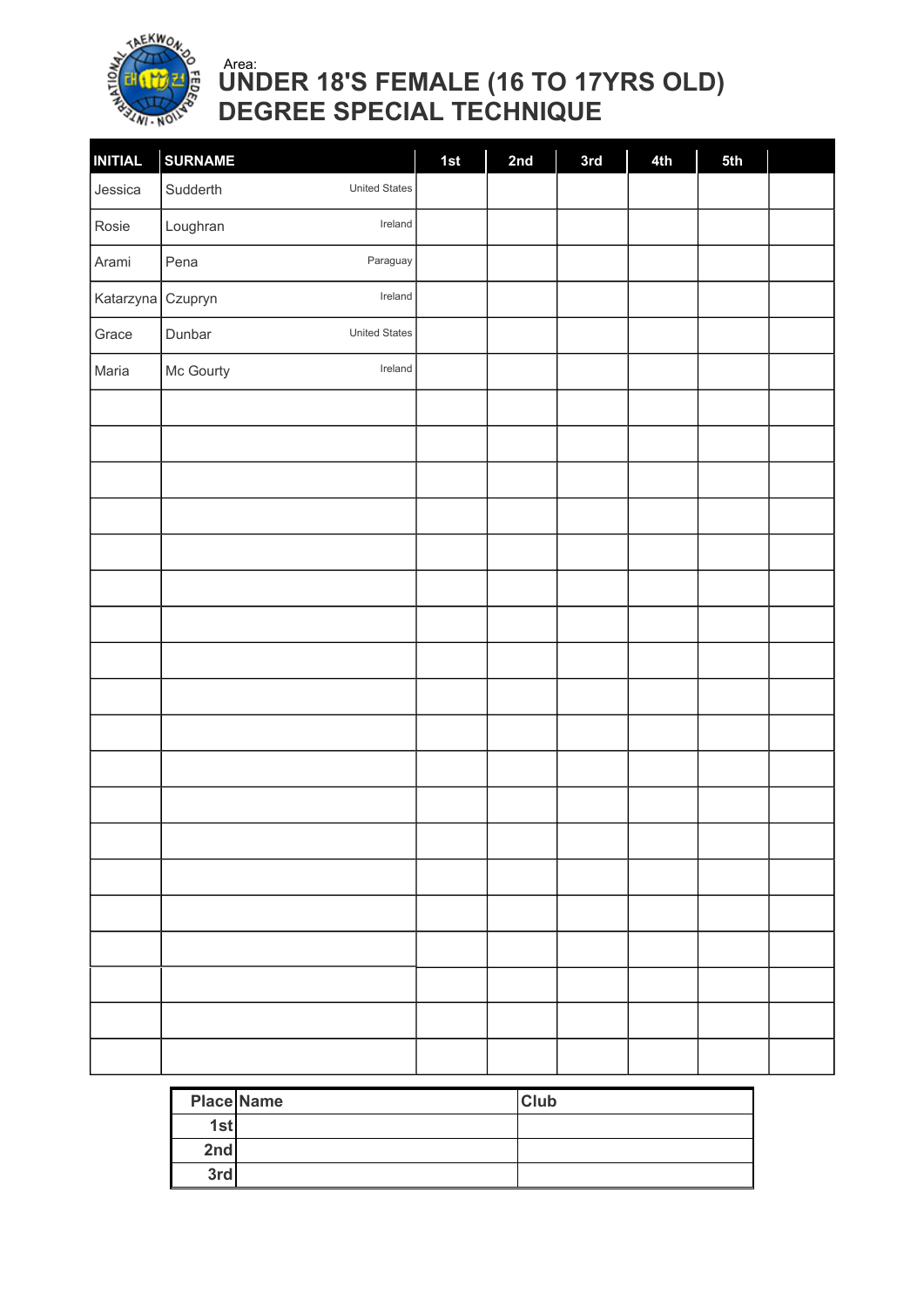Area:

# UNDER 18'S FEMALE (16 TO 17YRS OLD) DEGREE SPECIAL TECHNIQUE

| INITIAL | SURNAME | | 1st | 2nd | 3rd | 4th | 5th | |
|---|---|---|---|---|---|---|---|---|
| Jessica | Sudderth | United States | | | | | | |
| Rosie | Loughran | Ireland | | | | | | |
| Arami | Pena | Paraguay | | | | | | |
| Katarzyna | Czupryn | Ireland | | | | | | |
| Grace | Dunbar | United States | | | | | | |
| Maria | Mc Gourty | Ireland | | | | | | |
| | | | | | | | | |
| | | | | | | | | |
| | | | | | | | | |
| | | | | | | | | |
| | | | | | | | | |
| | | | | | | | | |
| | | | | | | | | |
| | | | | | | | | |
| | | | | | | | | |
| | | | | | | | | |
| | | | | | | | | |
| | | | | | | | | |
| | | | | | | | | |
| | | | | | | | | |
| | | | | | | | | |
| | | | | | | | | |
| | | | | | | | | |
| | | | | | | | | |
| | | | | | | | | |
| | | | | | | | | |

| Place | Name | Club |
|---|---|---|
| 1st | | |
| 2nd | | |
| 3rd | | |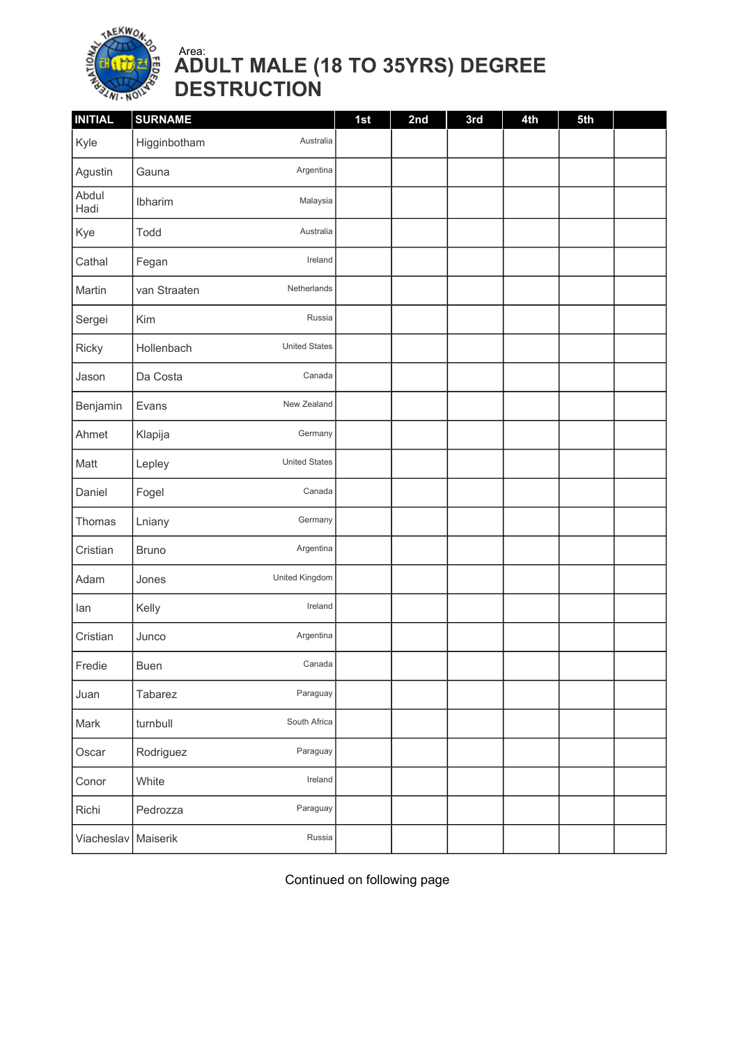Area:

# ADULT MALE (18 TO 35YRS) DEGREE DESTRUCTION

| INITIAL | SURNAME | | 1st | 2nd | 3rd | 4th | 5th | |
|---|---|---|---|---|---|---|---|---|
| Kyle | Higginbotham | Australia | | | | | | |
| Agustin | Gauna | Argentina | | | | | | |
| Abdul Hadi | Ibharim | Malaysia | | | | | | |
| Kye | Todd | Australia | | | | | | |
| Cathal | Fegan | Ireland | | | | | | |
| Martin | van Straaten | Netherlands | | | | | | |
| Sergei | Kim | Russia | | | | | | |
| Ricky | Hollenbach | United States | | | | | | |
| Jason | Da Costa | Canada | | | | | | |
| Benjamin | Evans | New Zealand | | | | | | |
| Ahmet | Klapija | Germany | | | | | | |
| Matt | Lepley | United States | | | | | | |
| Daniel | Fogel | Canada | | | | | | |
| Thomas | Lniany | Germany | | | | | | |
| Cristian | Bruno | Argentina | | | | | | |
| Adam | Jones | United Kingdom | | | | | | |
| Ian | Kelly | Ireland | | | | | | |
| Cristian | Junco | Argentina | | | | | | |
| Fredie | Buen | Canada | | | | | | |
| Juan | Tabarez | Paraguay | | | | | | |
| Mark | turnbull | South Africa | | | | | | |
| Oscar | Rodriguez | Paraguay | | | | | | |
| Conor | White | Ireland | | | | | | |
| Richi | Pedrozza | Paraguay | | | | | | |
| Viacheslav | Maiserik | Russia | | | | | | |

Continued on following page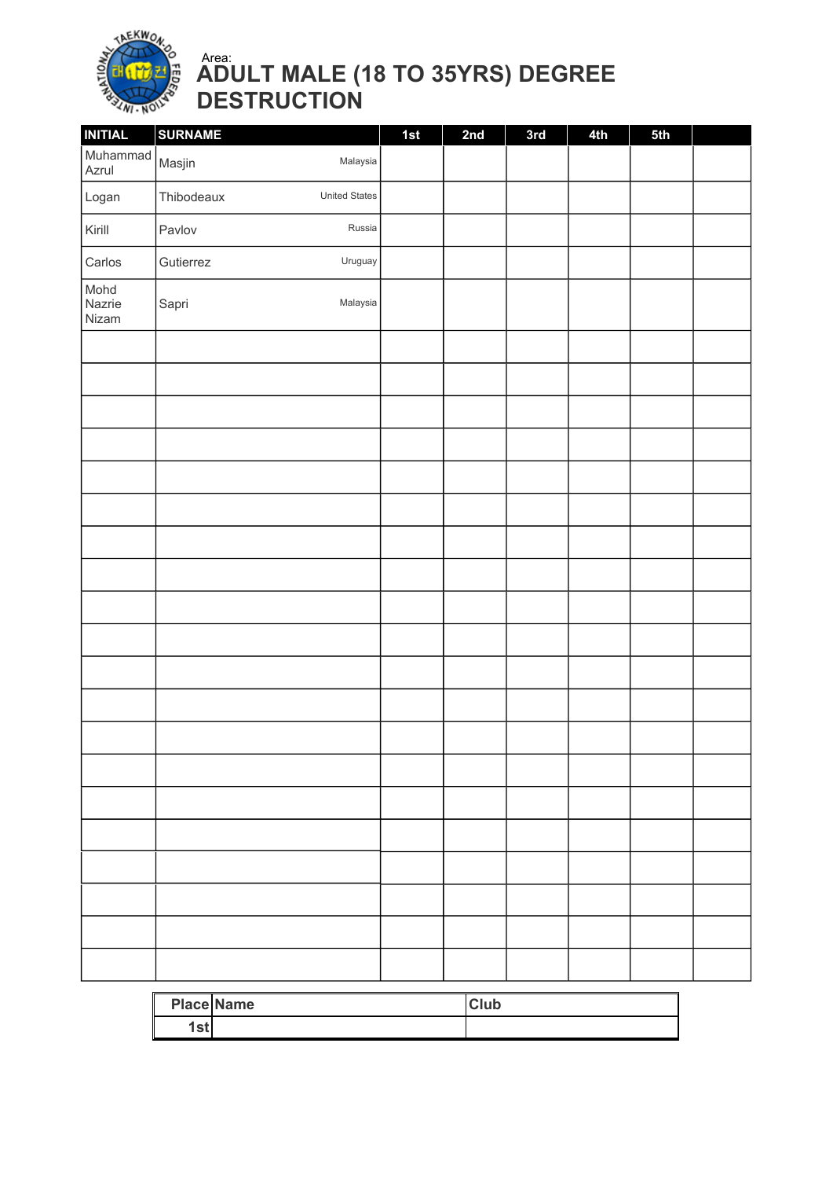Area:

# ADULT MALE (18 TO 35YRS) DEGREE DESTRUCTION

| INITIAL | SURNAME | | 1st | 2nd | 3rd | 4th | 5th | |
|---|---|---|---|---|---|---|---|---|
| Muhammad Azrul | Masjin | Malaysia | | | | | | |
| Logan | Thibodeaux | United States | | | | | | |
| Kirill | Pavlov | Russia | | | | | | |
| Carlos | Gutierrez | Uruguay | | | | | | |
| Mohd Nazrie Nizam | Sapri | Malaysia | | | | | | |
| | | | | | | | | |
| | | | | | | | | |
| | | | | | | | | |
| | | | | | | | | |
| | | | | | | | | |
| | | | | | | | | |
| | | | | | | | | |
| | | | | | | | | |
| | | | | | | | | |
| | | | | | | | | |
| | | | | | | | | |
| | | | | | | | | |
| | | | | | | | | |
| | | | | | | | | |
| | | | | | | | | |
| | | | | | | | | |
| | | | | | | | | |
| | | | | | | | | |
| | | | | | | | | |
| | | | | | | | | |

| Place | Name | Club |
|---|---|---|
| 1st | | |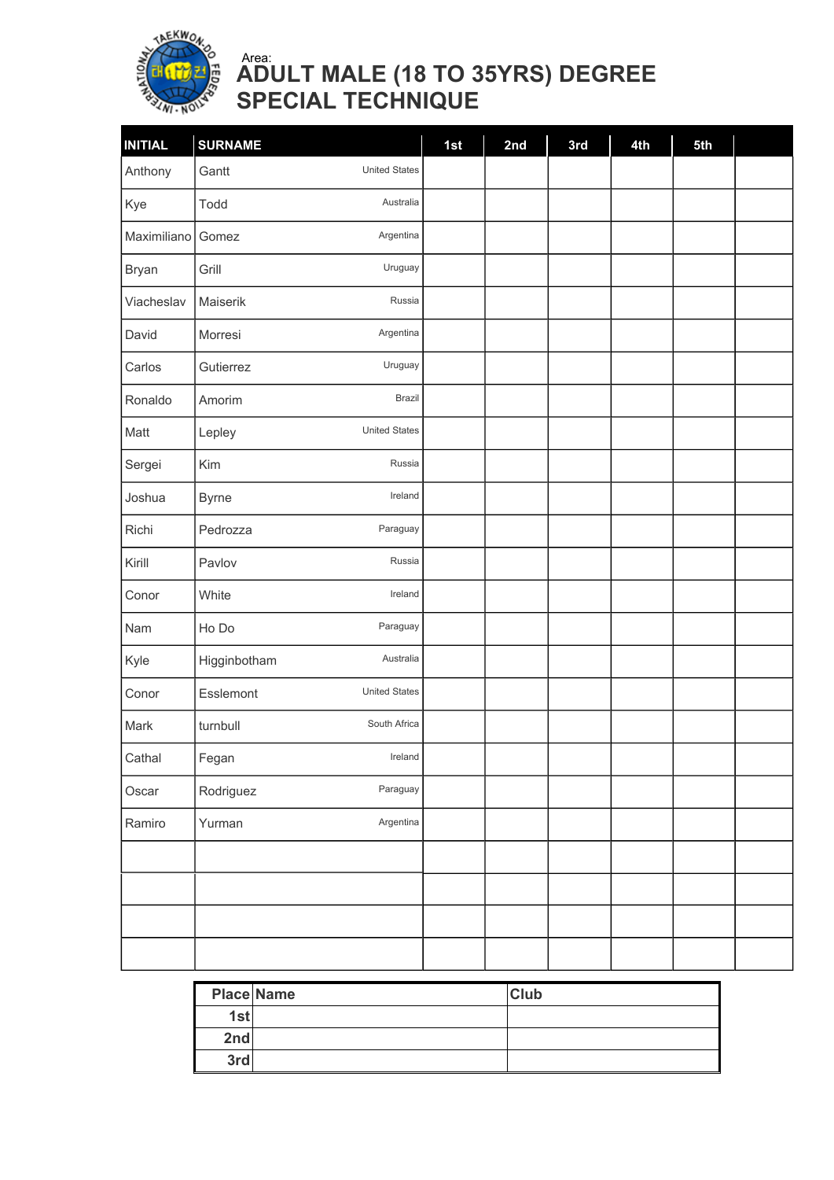Area:

# ADULT MALE (18 TO 35YRS) DEGREE SPECIAL TECHNIQUE

| INITIAL | SURNAME | | 1st | 2nd | 3rd | 4th | 5th | |
|---|---|---|---|---|---|---|---|---|
| Anthony | Gantt | United States | | | | | | |
| Kye | Todd | Australia | | | | | | |
| Maximiliano | Gomez | Argentina | | | | | | |
| Bryan | Grill | Uruguay | | | | | | |
| Viacheslav | Maiserik | Russia | | | | | | |
| David | Morresi | Argentina | | | | | | |
| Carlos | Gutierrez | Uruguay | | | | | | |
| Ronaldo | Amorim | Brazil | | | | | | |
| Matt | Lepley | United States | | | | | | |
| Sergei | Kim | Russia | | | | | | |
| Joshua | Byrne | Ireland | | | | | | |
| Richi | Pedrozza | Paraguay | | | | | | |
| Kirill | Pavlov | Russia | | | | | | |
| Conor | White | Ireland | | | | | | |
| Nam | Ho Do | Paraguay | | | | | | |
| Kyle | Higginbotham | Australia | | | | | | |
| Conor | Esslemont | United States | | | | | | |
| Mark | turnbull | South Africa | | | | | | |
| Cathal | Fegan | Ireland | | | | | | |
| Oscar | Rodriguez | Paraguay | | | | | | |
| Ramiro | Yurman | Argentina | | | | | | |
| | | | | | | | | |
| | | | | | | | | |
| | | | | | | | | |
| | | | | | | | | |

| Place | Name | Club |
|---|---|---|
| 1st | | |
| 2nd | | |
| 3rd | | |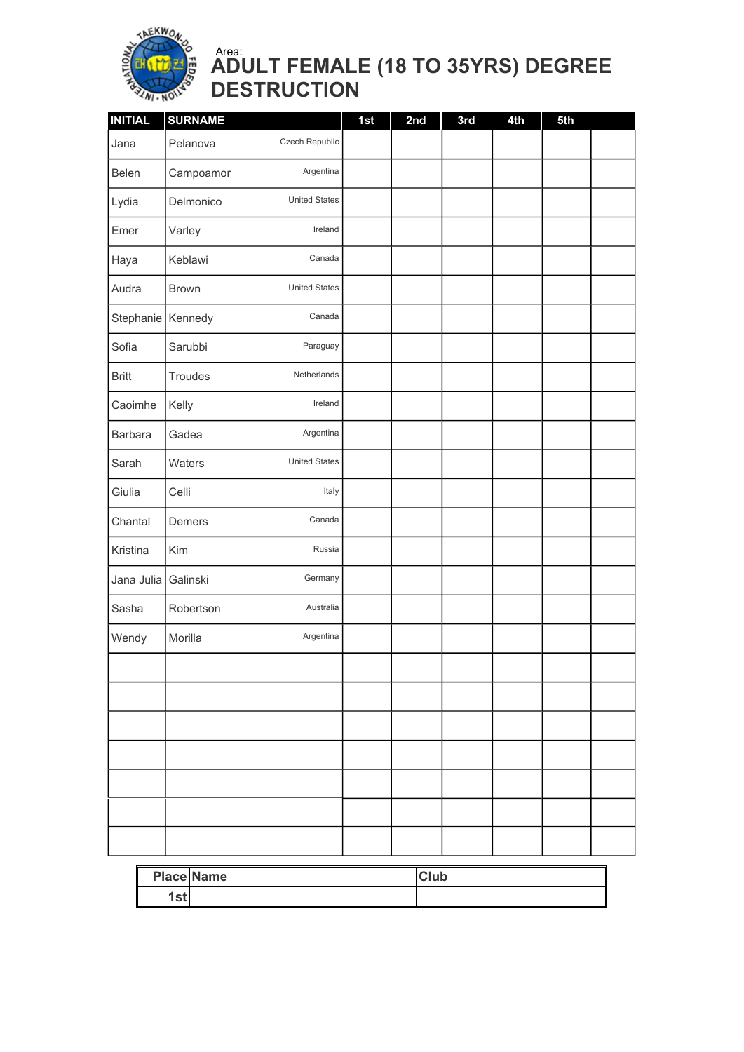Area:

# ADULT FEMALE (18 TO 35YRS) DEGREE DESTRUCTION

| INITIAL | SURNAME | | 1st | 2nd | 3rd | 4th | 5th | |
|---|---|---|---|---|---|---|---|---|
| Jana | Pelanova | Czech Republic | | | | | | |
| Belen | Campoamor | Argentina | | | | | | |
| Lydia | Delmonico | United States | | | | | | |
| Emer | Varley | Ireland | | | | | | |
| Haya | Keblawi | Canada | | | | | | |
| Audra | Brown | United States | | | | | | |
| Stephanie | Kennedy | Canada | | | | | | |
| Sofia | Sarubbi | Paraguay | | | | | | |
| Britt | Troudes | Netherlands | | | | | | |
| Caoimhe | Kelly | Ireland | | | | | | |
| Barbara | Gadea | Argentina | | | | | | |
| Sarah | Waters | United States | | | | | | |
| Giulia | Celli | Italy | | | | | | |
| Chantal | Demers | Canada | | | | | | |
| Kristina | Kim | Russia | | | | | | |
| Jana Julia | Galinski | Germany | | | | | | |
| Sasha | Robertson | Australia | | | | | | |
| Wendy | Morilla | Argentina | | | | | | |
| | | | | | | | | |
| | | | | | | | | |
| | | | | | | | | |
| | | | | | | | | |
| | | | | | | | | |
| | | | | | | | | |
| | | | | | | | | |

| Place | Name | Club |
|---|---|---|
| 1st | | |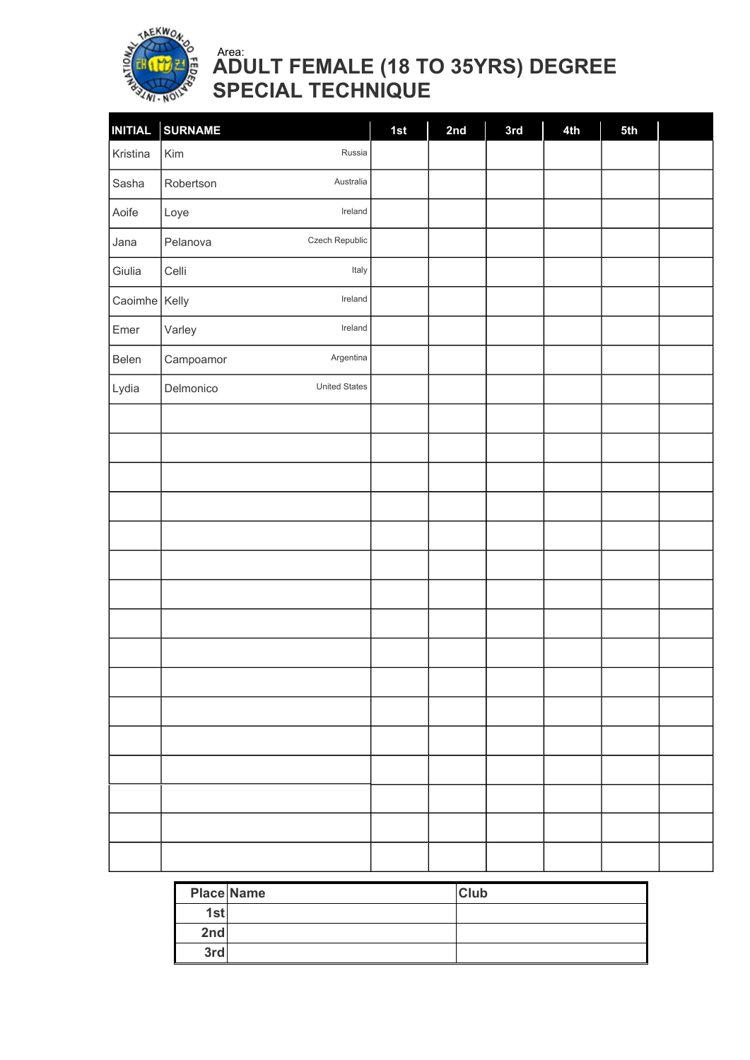Area:

# ADULT FEMALE (18 TO 35YRS) DEGREE SPECIAL TECHNIQUE

| INITIAL | SURNAME | | 1st | 2nd | 3rd | 4th | 5th | |
|---|---|---|---|---|---|---|---|---|
| Kristina | Kim | Russia | | | | | | |
| Sasha | Robertson | Australia | | | | | | |
| Aoife | Loye | Ireland | | | | | | |
| Jana | Pelanova | Czech Republic | | | | | | |
| Giulia | Celli | Italy | | | | | | |
| Caoimhe | Kelly | Ireland | | | | | | |
| Emer | Varley | Ireland | | | | | | |
| Belen | Campoamor | Argentina | | | | | | |
| Lydia | Delmonico | United States | | | | | | |
| | | | | | | | | |
| | | | | | | | | |
| | | | | | | | | |
| | | | | | | | | |
| | | | | | | | | |
| | | | | | | | | |
| | | | | | | | | |
| | | | | | | | | |
| | | | | | | | | |
| | | | | | | | | |
| | | | | | | | | |
| | | | | | | | | |
| | | | | | | | | |
| | | | | | | | | |
| | | | | | | | | |
| | | | | | | | | |

| Place | Name | Club |
|---|---|---|
| 1st | | |
| 2nd | | |
| 3rd | | |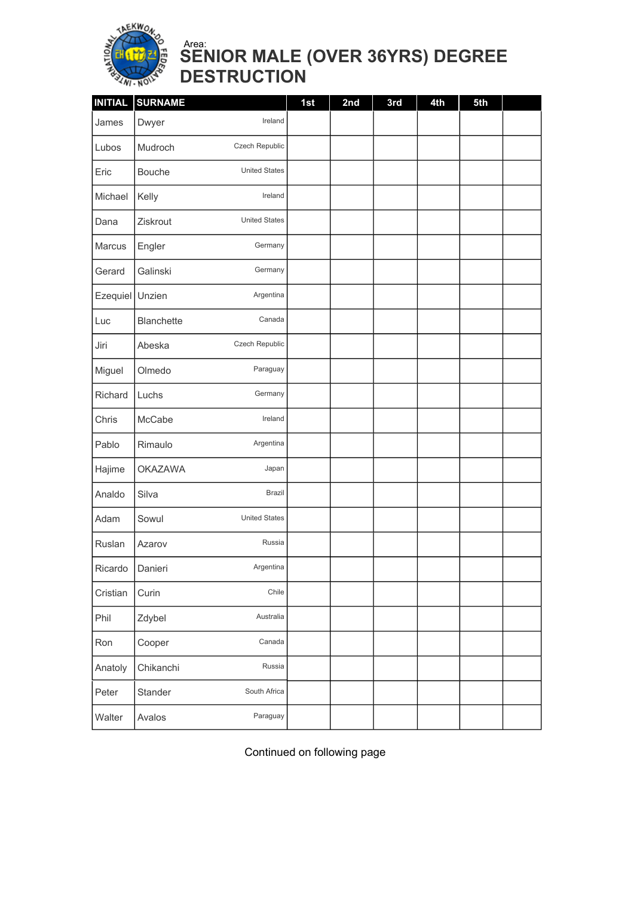Area:

# SENIOR MALE (OVER 36YRS) DEGREE DESTRUCTION

| INITIAL | SURNAME | | 1st | 2nd | 3rd | 4th | 5th | |
|---|---|---|---|---|---|---|---|---|
| James | Dwyer | Ireland | | | | | | |
| Lubos | Mudroch | Czech Republic | | | | | | |
| Eric | Bouche | United States | | | | | | |
| Michael | Kelly | Ireland | | | | | | |
| Dana | Ziskrout | United States | | | | | | |
| Marcus | Engler | Germany | | | | | | |
| Gerard | Galinski | Germany | | | | | | |
| Ezequiel | Unzien | Argentina | | | | | | |
| Luc | Blanchette | Canada | | | | | | |
| Jiri | Abeska | Czech Republic | | | | | | |
| Miguel | Olmedo | Paraguay | | | | | | |
| Richard | Luchs | Germany | | | | | | |
| Chris | McCabe | Ireland | | | | | | |
| Pablo | Rimaulo | Argentina | | | | | | |
| Hajime | OKAZAWA | Japan | | | | | | |
| Analdo | Silva | Brazil | | | | | | |
| Adam | Sowul | United States | | | | | | |
| Ruslan | Azarov | Russia | | | | | | |
| Ricardo | Danieri | Argentina | | | | | | |
| Cristian | Curin | Chile | | | | | | |
| Phil | Zdybel | Australia | | | | | | |
| Ron | Cooper | Canada | | | | | | |
| Anatoly | Chikanchi | Russia | | | | | | |
| Peter | Stander | South Africa | | | | | | |
| Walter | Avalos | Paraguay | | | | | | |

Continued on following page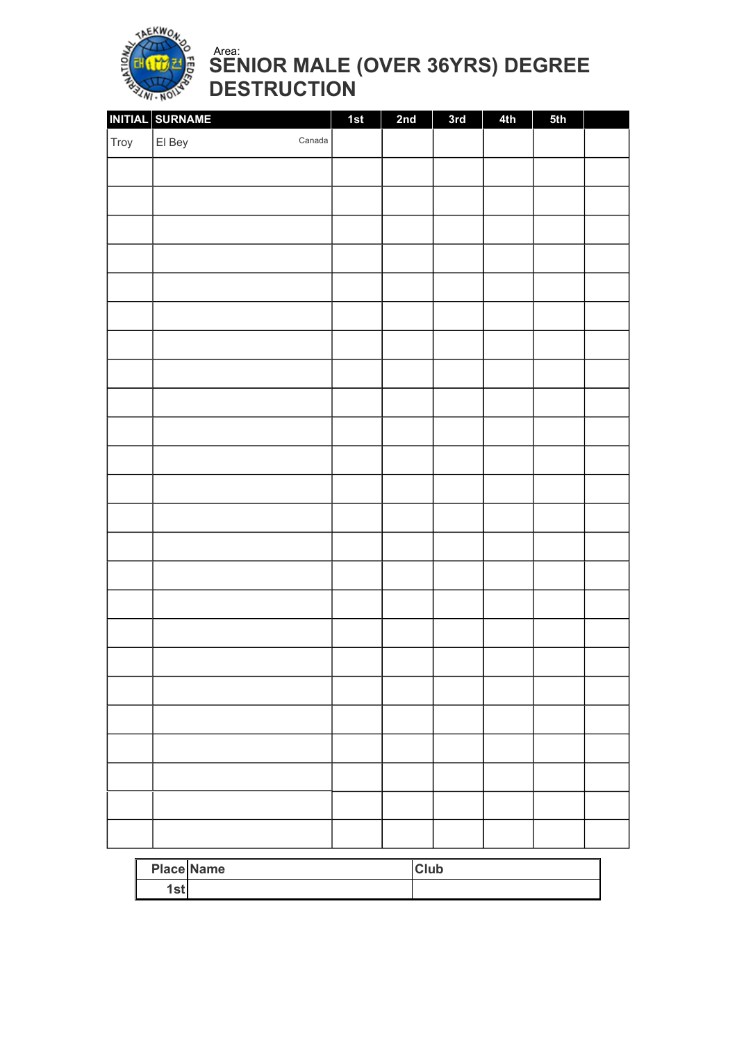Area:

# SENIOR MALE (OVER 36YRS) DEGREE DESTRUCTION

| INITIAL | SURNAME | 1st | 2nd | 3rd | 4th | 5th | |
|---|---|---|---|---|---|---|---|
| Troy | El Bey Canada | | | | | | |
| | | | | | | | |
| | | | | | | | |
| | | | | | | | |
| | | | | | | | |
| | | | | | | | |
| | | | | | | | |
| | | | | | | | |
| | | | | | | | |
| | | | | | | | |
| | | | | | | | |
| | | | | | | | |
| | | | | | | | |
| | | | | | | | |
| | | | | | | | |
| | | | | | | | |
| | | | | | | | |
| | | | | | | | |
| | | | | | | | |
| | | | | | | | |
| | | | | | | | |
| | | | | | | | |
| | | | | | | | |
| | | | | | | | |
| | | | | | | | |

| Place | Name | Club |
|---|---|---|
| 1st | | |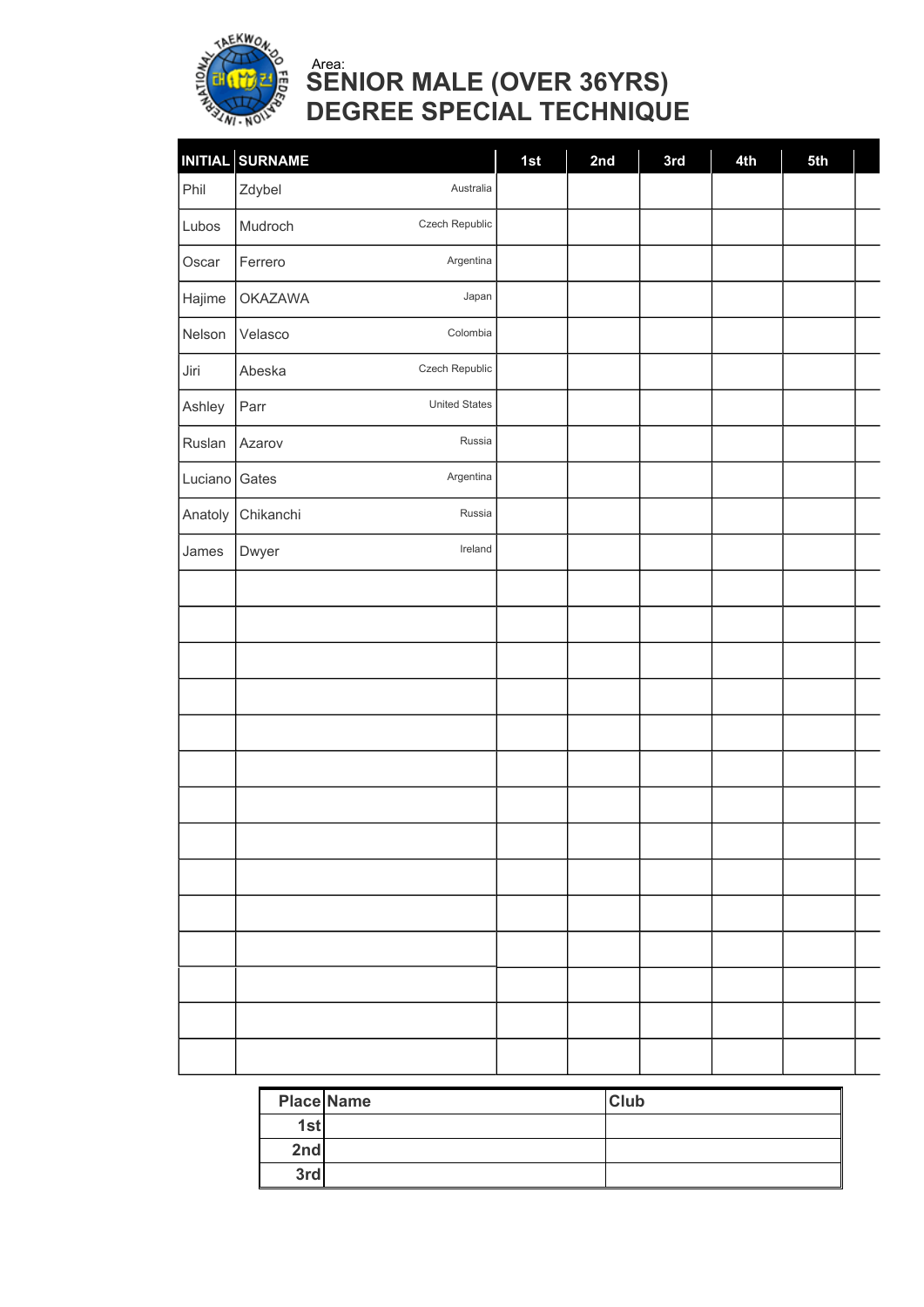Area:

# SENIOR MALE (OVER 36YRS) DEGREE SPECIAL TECHNIQUE

| INITIAL | SURNAME | | 1st | 2nd | 3rd | 4th | 5th |
|---|---|---|---|---|---|---|---|
| Phil | Zdybel | Australia | | | | | |
| Lubos | Mudroch | Czech Republic | | | | | |
| Oscar | Ferrero | Argentina | | | | | |
| Hajime | OKAZAWA | Japan | | | | | |
| Nelson | Velasco | Colombia | | | | | |
| Jiri | Abeska | Czech Republic | | | | | |
| Ashley | Parr | United States | | | | | |
| Ruslan | Azarov | Russia | | | | | |
| Luciano | Gates | Argentina | | | | | |
| Anatoly | Chikanchi | Russia | | | | | |
| James | Dwyer | Ireland | | | | | |
| | | | | | | | |
| | | | | | | | |
| | | | | | | | |
| | | | | | | | |
| | | | | | | | |
| | | | | | | | |
| | | | | | | | |
| | | | | | | | |
| | | | | | | | |
| | | | | | | | |
| | | | | | | | |
| | | | | | | | |
| | | | | | | | |
| | | | | | | | |

| Place | Name | Club |
|---|---|---|
| 1st | | |
| 2nd | | |
| 3rd | | |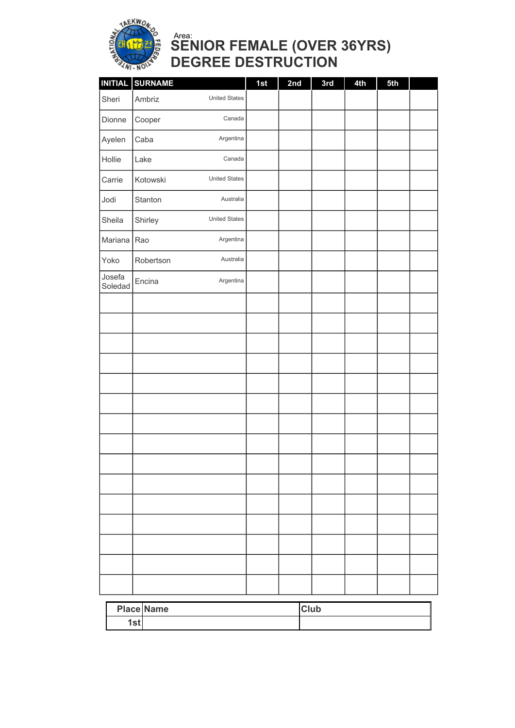Area:

# SENIOR FEMALE (OVER 36YRS) DEGREE DESTRUCTION

| INITIAL | SURNAME | 1st | 2nd | 3rd | 4th | 5th | |
|---|---|---|---|---|---|---|---|
| Sheri | Ambriz United States | | | | | | |
| Dionne | Cooper Canada | | | | | | |
| Ayelen | Caba Argentina | | | | | | |
| Hollie | Lake Canada | | | | | | |
| Carrie | Kotowski United States | | | | | | |
| Jodi | Stanton Australia | | | | | | |
| Sheila | Shirley United States | | | | | | |
| Mariana | Rao Argentina | | | | | | |
| Yoko | Robertson Australia | | | | | | |
| Josefa Soledad | Encina Argentina | | | | | | |
| | | | | | | | |
| | | | | | | | |
| | | | | | | | |
| | | | | | | | |
| | | | | | | | |
| | | | | | | | |
| | | | | | | | |
| | | | | | | | |
| | | | | | | | |
| | | | | | | | |
| | | | | | | | |
| | | | | | | | |
| | | | | | | | |
| | | | | | | | |
| | | | | | | | |

| Place | Name | Club |
|---|---|---|
| 1st | | |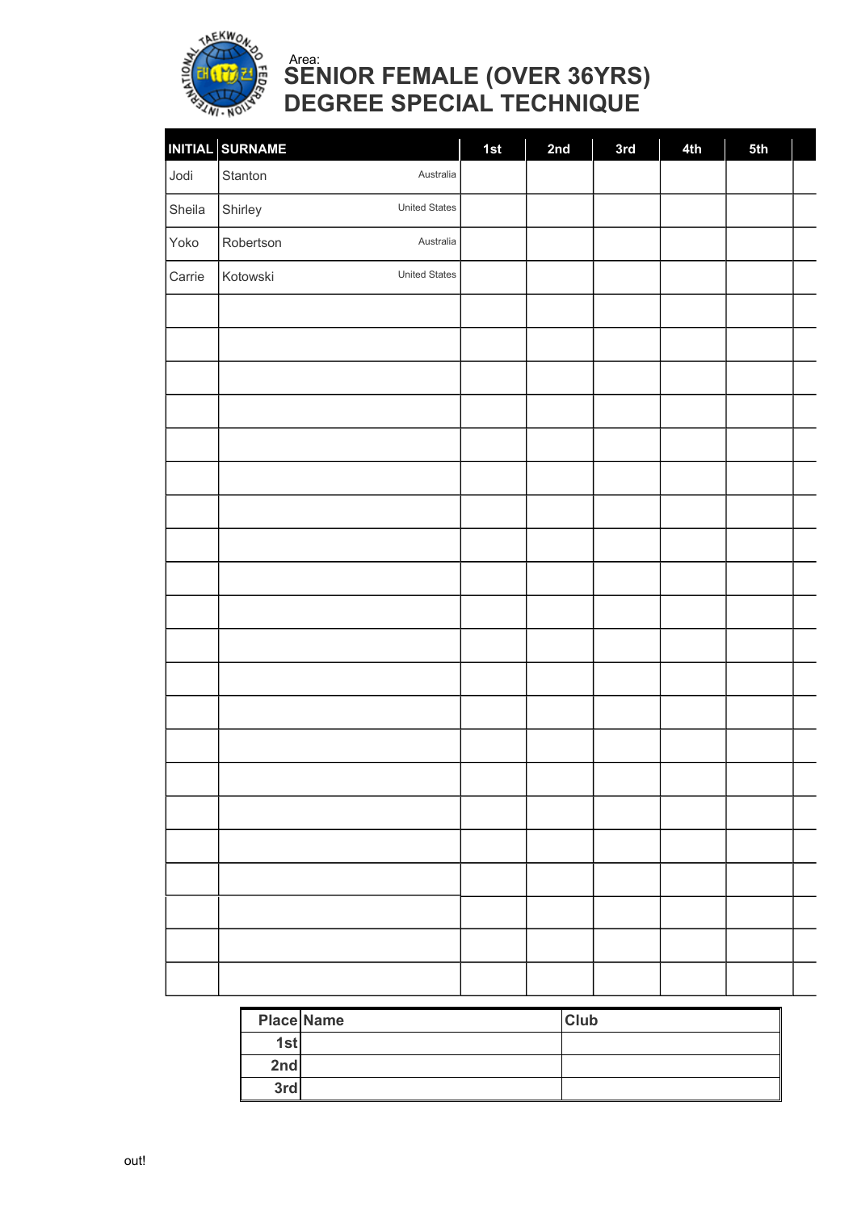Area:

# SENIOR FEMALE (OVER 36YRS) DEGREE SPECIAL TECHNIQUE

| INITIAL | SURNAME | | 1st | 2nd | 3rd | 4th | 5th | |
|---|---|---|---|---|---|---|---|---|
| Jodi | Stanton | Australia | | | | | | |
| Sheila | Shirley | United States | | | | | | |
| Yoko | Robertson | Australia | | | | | | |
| Carrie | Kotowski | United States | | | | | | |
| | | | | | | | | |
| | | | | | | | | |
| | | | | | | | | |
| | | | | | | | | |
| | | | | | | | | |
| | | | | | | | | |
| | | | | | | | | |
| | | | | | | | | |
| | | | | | | | | |
| | | | | | | | | |
| | | | | | | | | |
| | | | | | | | | |
| | | | | | | | | |
| | | | | | | | | |
| | | | | | | | | |
| | | | | | | | | |
| | | | | | | | | |
| | | | | | | | | |
| | | | | | | | | |
| | | | | | | | | |
| | | | | | | | | |

| Place | Name | Club |
|---|---|---|
| 1st | | |
| 2nd | | |
| 3rd | | |

out!